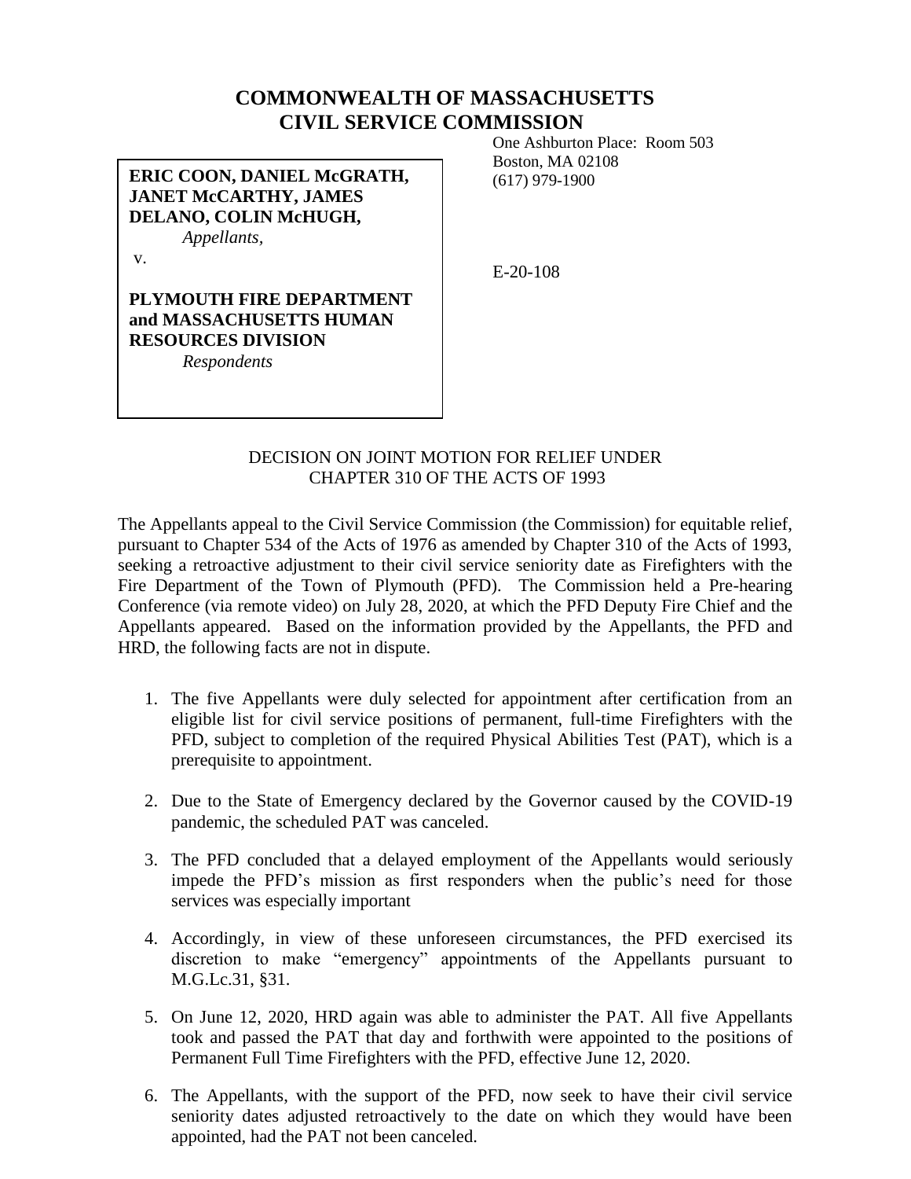# COMMONWEALTH OF MASSACHUSETTS
# CIVIL SERVICE COMMISSION

One Ashburton Place: Room 503
Boston, MA 02108
(617) 979-1900

**ERIC COON, DANIEL McGRATH, JANET McCARTHY, JAMES DELANO, COLIN McHUGH,**
*Appellants,*

v.

**PLYMOUTH FIRE DEPARTMENT and MASSACHUSETTS HUMAN RESOURCES DIVISION**
*Respondents*

E-20-108

DECISION ON JOINT MOTION FOR RELIEF UNDER CHAPTER 310 OF THE ACTS OF 1993

The Appellants appeal to the Civil Service Commission (the Commission) for equitable relief, pursuant to Chapter 534 of the Acts of 1976 as amended by Chapter 310 of the Acts of 1993, seeking a retroactive adjustment to their civil service seniority date as Firefighters with the Fire Department of the Town of Plymouth (PFD). The Commission held a Pre-hearing Conference (via remote video) on July 28, 2020, at which the PFD Deputy Fire Chief and the Appellants appeared. Based on the information provided by the Appellants, the PFD and HRD, the following facts are not in dispute.

1. The five Appellants were duly selected for appointment after certification from an eligible list for civil service positions of permanent, full-time Firefighters with the PFD, subject to completion of the required Physical Abilities Test (PAT), which is a prerequisite to appointment.

2. Due to the State of Emergency declared by the Governor caused by the COVID-19 pandemic, the scheduled PAT was canceled.

3. The PFD concluded that a delayed employment of the Appellants would seriously impede the PFD's mission as first responders when the public's need for those services was especially important

4. Accordingly, in view of these unforeseen circumstances, the PFD exercised its discretion to make "emergency" appointments of the Appellants pursuant to M.G.L.c.31, §31.

5. On June 12, 2020, HRD again was able to administer the PAT. All five Appellants took and passed the PAT that day and forthwith were appointed to the positions of Permanent Full Time Firefighters with the PFD, effective June 12, 2020.

6. The Appellants, with the support of the PFD, now seek to have their civil service seniority dates adjusted retroactively to the date on which they would have been appointed, had the PAT not been canceled.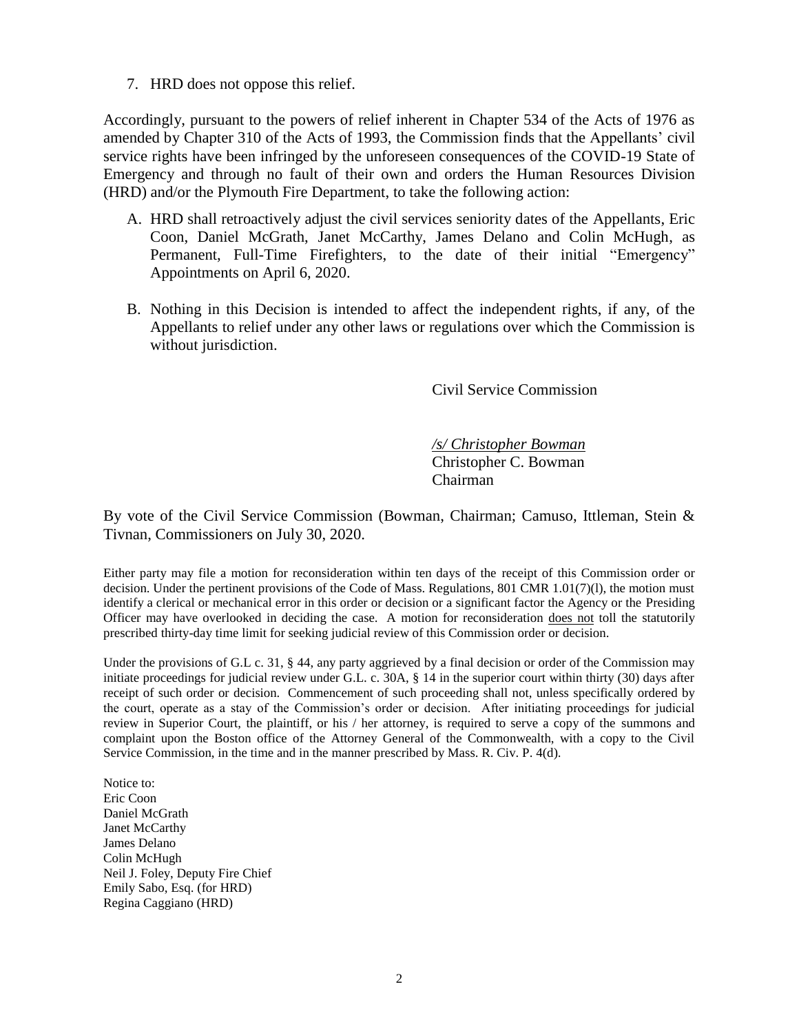7. HRD does not oppose this relief.

Accordingly, pursuant to the powers of relief inherent in Chapter 534 of the Acts of 1976 as amended by Chapter 310 of the Acts of 1993, the Commission finds that the Appellants' civil service rights have been infringed by the unforeseen consequences of the COVID-19 State of Emergency and through no fault of their own and orders the Human Resources Division (HRD) and/or the Plymouth Fire Department, to take the following action:

A. HRD shall retroactively adjust the civil services seniority dates of the Appellants, Eric Coon, Daniel McGrath, Janet McCarthy, James Delano and Colin McHugh, as Permanent, Full-Time Firefighters, to the date of their initial "Emergency" Appointments on April 6, 2020.

B. Nothing in this Decision is intended to affect the independent rights, if any, of the Appellants to relief under any other laws or regulations over which the Commission is without jurisdiction.

Civil Service Commission

*/s/ Christopher Bowman*
Christopher C. Bowman
Chairman

By vote of the Civil Service Commission (Bowman, Chairman; Camuso, Ittleman, Stein & Tivnan, Commissioners on July 30, 2020.

Either party may file a motion for reconsideration within ten days of the receipt of this Commission order or decision. Under the pertinent provisions of the Code of Mass. Regulations, 801 CMR 1.01(7)(l), the motion must identify a clerical or mechanical error in this order or decision or a significant factor the Agency or the Presiding Officer may have overlooked in deciding the case. A motion for reconsideration does not toll the statutorily prescribed thirty-day time limit for seeking judicial review of this Commission order or decision.

Under the provisions of G.L c. 31, § 44, any party aggrieved by a final decision or order of the Commission may initiate proceedings for judicial review under G.L. c. 30A, § 14 in the superior court within thirty (30) days after receipt of such order or decision. Commencement of such proceeding shall not, unless specifically ordered by the court, operate as a stay of the Commission's order or decision. After initiating proceedings for judicial review in Superior Court, the plaintiff, or his / her attorney, is required to serve a copy of the summons and complaint upon the Boston office of the Attorney General of the Commonwealth, with a copy to the Civil Service Commission, in the time and in the manner prescribed by Mass. R. Civ. P. 4(d).

Notice to:
Eric Coon
Daniel McGrath
Janet McCarthy
James Delano
Colin McHugh
Neil J. Foley, Deputy Fire Chief
Emily Sabo, Esq. (for HRD)
Regina Caggiano (HRD)